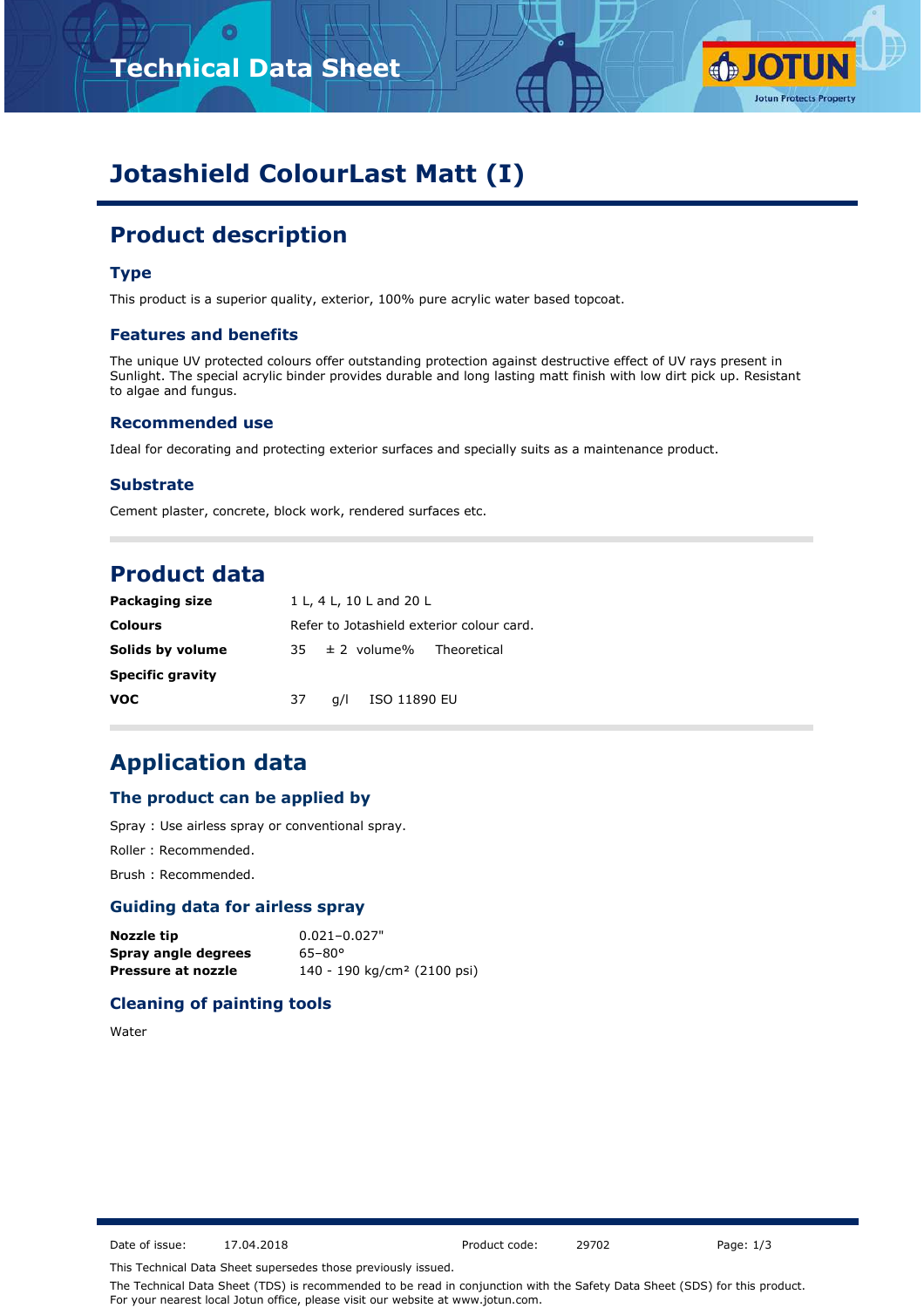# Jotashield ColourLast Matt (I)

## Product description

### Type

This product is a superior quality, exterior, 100% pure acrylic water based topcoat.

### Features and benefits

The unique UV protected colours offer outstanding protection against destructive effect of UV rays present in Sunlight. The special acrylic binder provides durable and long lasting matt finish with low dirt pick up. Resistant to algae and fungus.

### Recommended use

Ideal for decorating and protecting exterior surfaces and specially suits as a maintenance product.

### Substrate

Cement plaster, concrete, block work, rendered surfaces etc.

## Product data

| | | | | |
|---|---|---|---|---|
| **Packaging size** | 1 L, 4 L, 10 L and 20 L | | | |
| **Colours** | Refer to Jotashield exterior colour card. | | | |
| **Solids by volume** | 35 | ± 2 | volume% | Theoretical |
| **Specific gravity** | | | | |
| **VOC** | 37 | g/l | ISO 11890 EU | |

## Application data

### The product can be applied by

Spray : Use airless spray or conventional spray.

Roller : Recommended.

Brush : Recommended.

### Guiding data for airless spray

| | |
|---|---|
| **Nozzle tip** | 0.021–0.027" |
| **Spray angle degrees** | 65–80° |
| **Pressure at nozzle** | 140 - 190 kg/cm² (2100 psi) |

### Cleaning of painting tools

Water

Date of issue: 17.04.2018 Product code: 29702

This Technical Data Sheet supersedes those previously issued.

The Technical Data Sheet (TDS) is recommended to be read in conjunction with the Safety Data Sheet (SDS) for this product. For your nearest local Jotun office, please visit our website at www.jotun.com.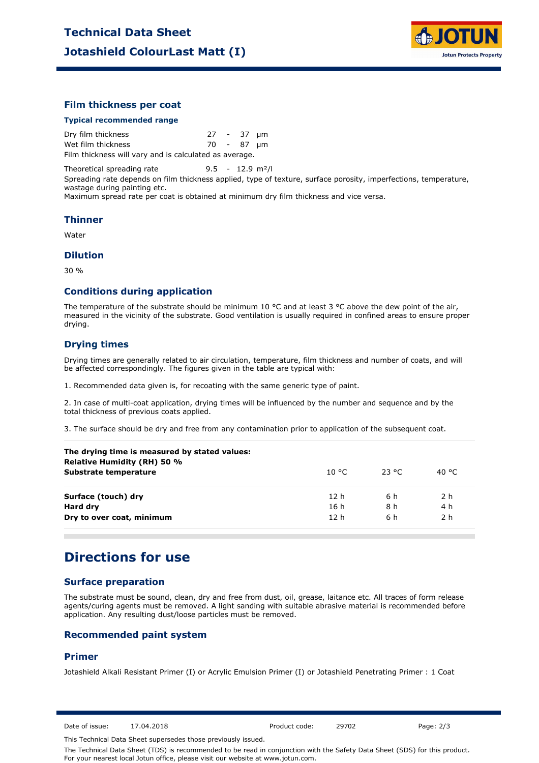## Film thickness per coat

### Typical recommended range

| | | | | |
|---|---|---|---|---|
| Dry film thickness | 27 | - | 37 | µm |
| Wet film thickness | 70 | - | 87 | µm |

Film thickness will vary and is calculated as average.

Theoretical spreading rate 9.5 - 12.9 m²/l

Spreading rate depends on film thickness applied, type of texture, surface porosity, imperfections, temperature, wastage during painting etc.
Maximum spread rate per coat is obtained at minimum dry film thickness and vice versa.

## Thinner

Water

## Dilution

30 %

## Conditions during application

The temperature of the substrate should be minimum 10 °C and at least 3 °C above the dew point of the air, measured in the vicinity of the substrate. Good ventilation is usually required in confined areas to ensure proper drying.

## Drying times

Drying times are generally related to air circulation, temperature, film thickness and number of coats, and will be affected correspondingly. The figures given in the table are typical with:

1. Recommended data given is, for recoating with the same generic type of paint.

2. In case of multi-coat application, drying times will be influenced by the number and sequence and by the total thickness of previous coats applied.

3. The surface should be dry and free from any contamination prior to application of the subsequent coat.

| **The drying time is measured by stated values: Relative Humidity (RH) 50 % Substrate temperature** | 10 °C | 23 °C | 40 °C |
|---|---|---|---|
| **Surface (touch) dry** | 12 h | 6 h | 2 h |
| **Hard dry** | 16 h | 8 h | 4 h |
| **Dry to over coat, minimum** | 12 h | 6 h | 2 h |

# Directions for use

## Surface preparation

The substrate must be sound, clean, dry and free from dust, oil, grease, laitance etc. All traces of form release agents/curing agents must be removed. A light sanding with suitable abrasive material is recommended before application. Any resulting dust/loose particles must be removed.

## Recommended paint system

## Primer

Jotashield Alkali Resistant Primer (I) or Acrylic Emulsion Primer (I) or Jotashield Penetrating Primer : 1 Coat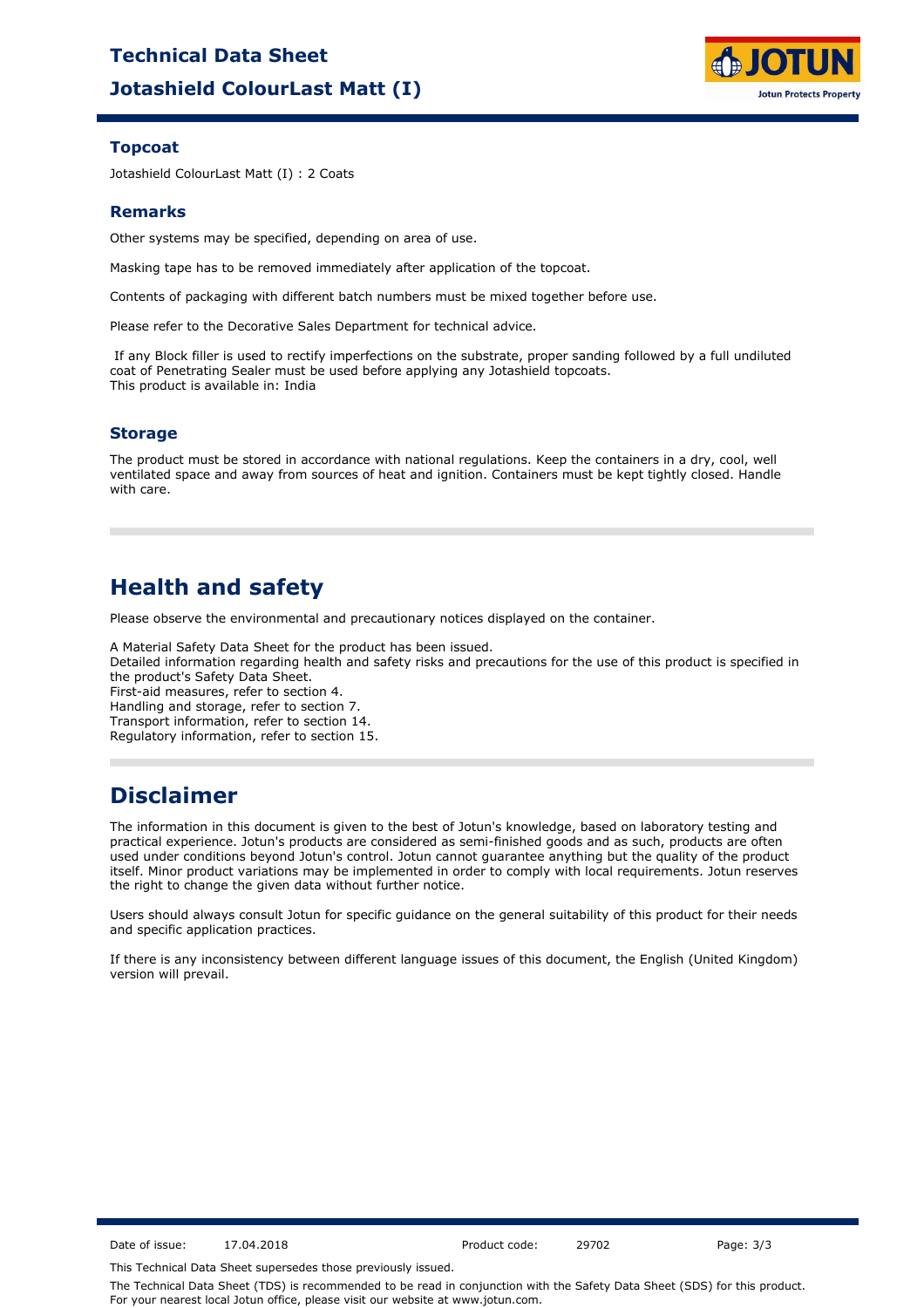### Topcoat

Jotashield ColourLast Matt (I) : 2 Coats

### Remarks

Other systems may be specified, depending on area of use.

Masking tape has to be removed immediately after application of the topcoat.

Contents of packaging with different batch numbers must be mixed together before use.

Please refer to the Decorative Sales Department for technical advice.

If any Block filler is used to rectify imperfections on the substrate, proper sanding followed by a full undiluted coat of Penetrating Sealer must be used before applying any Jotashield topcoats.
This product is available in: India

### Storage

The product must be stored in accordance with national regulations. Keep the containers in a dry, cool, well ventilated space and away from sources of heat and ignition. Containers must be kept tightly closed. Handle with care.

## Health and safety

Please observe the environmental and precautionary notices displayed on the container.

A Material Safety Data Sheet for the product has been issued.
Detailed information regarding health and safety risks and precautions for the use of this product is specified in the product's Safety Data Sheet.
First-aid measures, refer to section 4.
Handling and storage, refer to section 7.
Transport information, refer to section 14.
Regulatory information, refer to section 15.

## Disclaimer

The information in this document is given to the best of Jotun's knowledge, based on laboratory testing and practical experience. Jotun's products are considered as semi-finished goods and as such, products are often used under conditions beyond Jotun's control. Jotun cannot guarantee anything but the quality of the product itself. Minor product variations may be implemented in order to comply with local requirements. Jotun reserves the right to change the given data without further notice.

Users should always consult Jotun for specific guidance on the general suitability of this product for their needs and specific application practices.

If there is any inconsistency between different language issues of this document, the English (United Kingdom) version will prevail.

Date of issue: 17.04.2018 Product code: 29702

This Technical Data Sheet supersedes those previously issued.

The Technical Data Sheet (TDS) is recommended to be read in conjunction with the Safety Data Sheet (SDS) for this product. For your nearest local Jotun office, please visit our website at www.jotun.com.